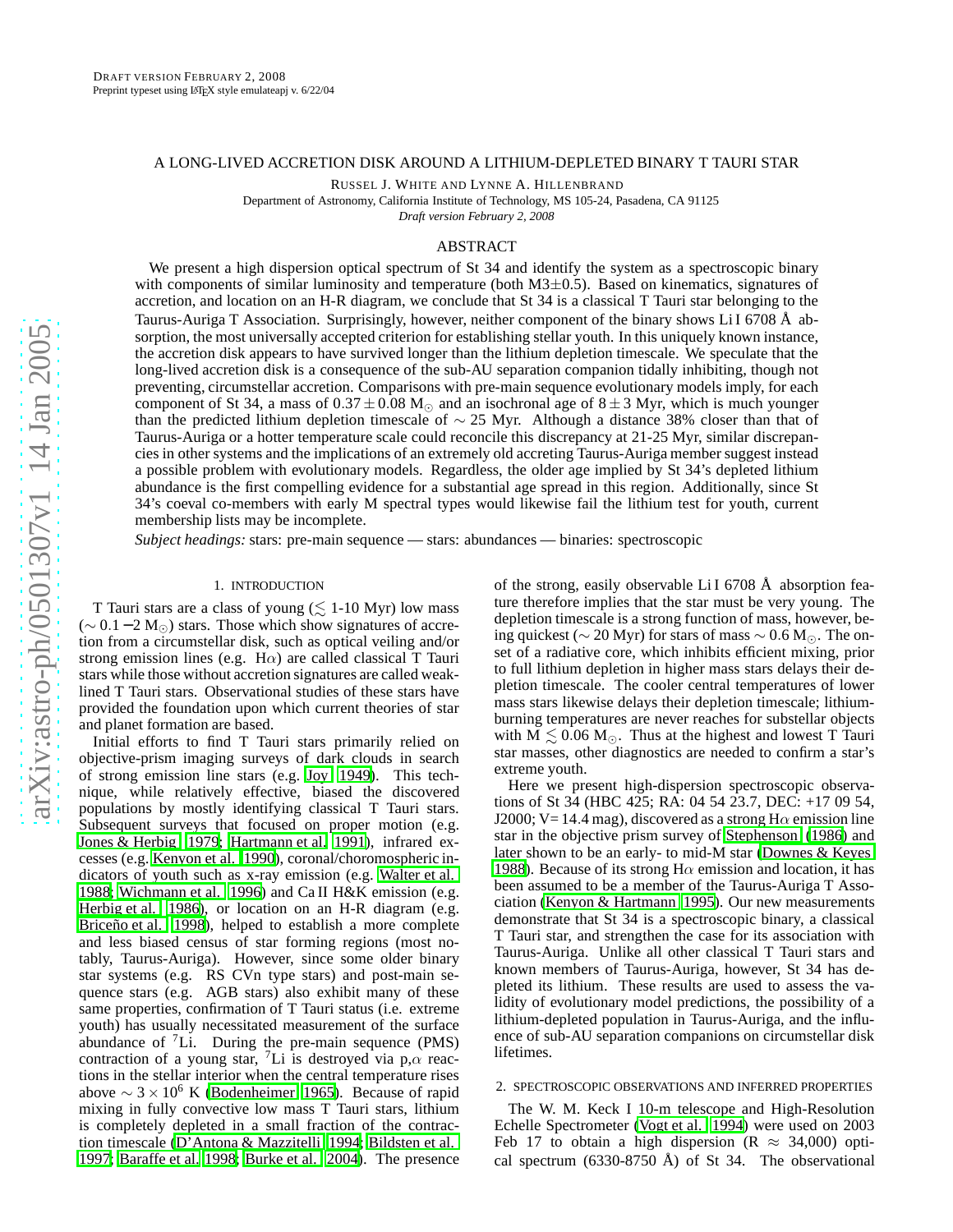# A LONG-LIVED ACCRETION DISK AROUND A LITHIUM-DEPLETED BINARY T TAURI STAR

RUSSEL J. WHITE AND LYNNE A. HILLENBRAND

Department of Astronomy, California Institute of Technology, MS 105-24, Pasadena, CA 91125

*Draft version February 2, 2008*

## ABSTRACT

We present a high dispersion optical spectrum of St 34 and identify the system as a spectroscopic binary with components of similar luminosity and temperature (both M3±0.5). Based on kinematics, signatures of accretion, and location on an H-R diagram, we conclude that St 34 is a classical T Tauri star belonging to the Taurus-Auriga T Association. Surprisingly, however, neither component of the binary shows Li I 6708 Å absorption, the most universally accepted criterion for establishing stellar youth. In this uniquely known instance, the accretion disk appears to have survived longer than the lithium depletion timescale. We speculate that the long-lived accretion disk is a consequence of the sub-AU separation companion tidally inhibiting, though not preventing, circumstellar accretion. Comparisons with pre-main sequence evolutionary models imply, for each component of St 34, a mass of $0.37 \pm 0.08$ $M_{\odot}$ and an isochronal age of $8 \pm 3$ Myr, which is much younger than the predicted lithium depletion timescale of $\sim 25$ Myr. Although a distance 38% closer than that of Taurus-Auriga or a hotter temperature scale could reconcile this discrepancy at 21-25 Myr, similar discrepancies in other systems and the implications of an extremely old accreting Taurus-Auriga member suggest instead a possible problem with evolutionary models. Regardless, the older age implied by St 34's depleted lithium abundance is the first compelling evidence for a substantial age spread in this region. Additionally, since St 34's coeval co-members with early M spectral types would likewise fail the lithium test for youth, current membership lists may be incomplete.

*Subject headings:* stars: pre-main sequence — stars: abundances — binaries: spectroscopic

## 1. INTRODUCTION

T Tauri stars are a class of young ($\lesssim$ 1-10 Myr) low mass ($\sim 0.1-2$ $M_{\odot}$) stars. Those which show signatures of accretion from a circumstellar disk, such as optical veiling and/or strong emission lines (e.g. H$\alpha$) are called classical T Tauri stars while those without accretion signatures are called weak-lined T Tauri stars. Observational studies of these stars have provided the foundation upon which current theories of star and planet formation are based.

Initial efforts to find T Tauri stars primarily relied on objective-prism imaging surveys of dark clouds in search of strong emission line stars (e.g. Joy 1949). This technique, while relatively effective, biased the discovered populations by mostly identifying classical T Tauri stars. Subsequent surveys that focused on proper motion (e.g. Jones & Herbig 1979; Hartmann et al. 1991), infrared excesses (e.g. Kenyon et al. 1990), coronal/choromospheric indicators of youth such as x-ray emission (e.g. Walter et al. 1988; Wichmann et al. 1996) and Ca II H&K emission (e.g. Herbig et al. 1986), or location on an H-R diagram (e.g. Briceño et al. 1998), helped to establish a more complete and less biased census of star forming regions (most notably, Taurus-Auriga). However, since some older binary star systems (e.g. RS CVn type stars) and post-main sequence stars (e.g. AGB stars) also exhibit many of these same properties, confirmation of T Tauri status (i.e. extreme youth) has usually necessitated measurement of the surface abundance of $^7$Li. During the pre-main sequence (PMS) contraction of a young star, $^7$Li is destroyed via p,$\alpha$ reactions in the stellar interior when the central temperature rises above $\sim 3 \times 10^6$ K (Bodenheimer 1965). Because of rapid mixing in fully convective low mass T Tauri stars, lithium is completely depleted in a small fraction of the contraction timescale (D'Antona & Mazzitelli 1994; Bildsten et al. 1997; Baraffe et al. 1998; Burke et al. 2004). The presence of the strong, easily observable Li I 6708 Å absorption feature therefore implies that the star must be very young. The depletion timescale is a strong function of mass, however, being quickest ($\sim 20$ Myr) for stars of mass $\sim 0.6$ $M_{\odot}$. The onset of a radiative core, which inhibits efficient mixing, prior to full lithium depletion in higher mass stars delays their depletion timescale. The cooler central temperatures of lower mass stars likewise delays their depletion timescale; lithium-burning temperatures are never reaches for substellar objects with $M \lesssim 0.06$ $M_{\odot}$. Thus at the highest and lowest T Tauri star masses, other diagnostics are needed to confirm a star's extreme youth.

Here we present high-dispersion spectroscopic observations of St 34 (HBC 425; RA: 04 54 23.7, DEC: +17 09 54, J2000; V= 14.4 mag), discovered as a strong H$\alpha$ emission line star in the objective prism survey of Stephenson (1986) and later shown to be an early- to mid-M star (Downes & Keyes 1988). Because of its strong H$\alpha$ emission and location, it has been assumed to be a member of the Taurus-Auriga T Association (Kenyon & Hartmann 1995). Our new measurements demonstrate that St 34 is a spectroscopic binary, a classical T Tauri star, and strengthen the case for its association with Taurus-Auriga. Unlike all other classical T Tauri stars and known members of Taurus-Auriga, however, St 34 has depleted its lithium. These results are used to assess the validity of evolutionary model predictions, the possibility of a lithium-depleted population in Taurus-Auriga, and the influence of sub-AU separation companions on circumstellar disk lifetimes.

## 2. SPECTROSCOPIC OBSERVATIONS AND INFERRED PROPERTIES

The W. M. Keck I 10-m telescope and High-Resolution Echelle Spectrometer (Vogt et al. 1994) were used on 2003 Feb 17 to obtain a high dispersion ($R \approx 34{,}000$) optical spectrum (6330-8750 Å) of St 34. The observational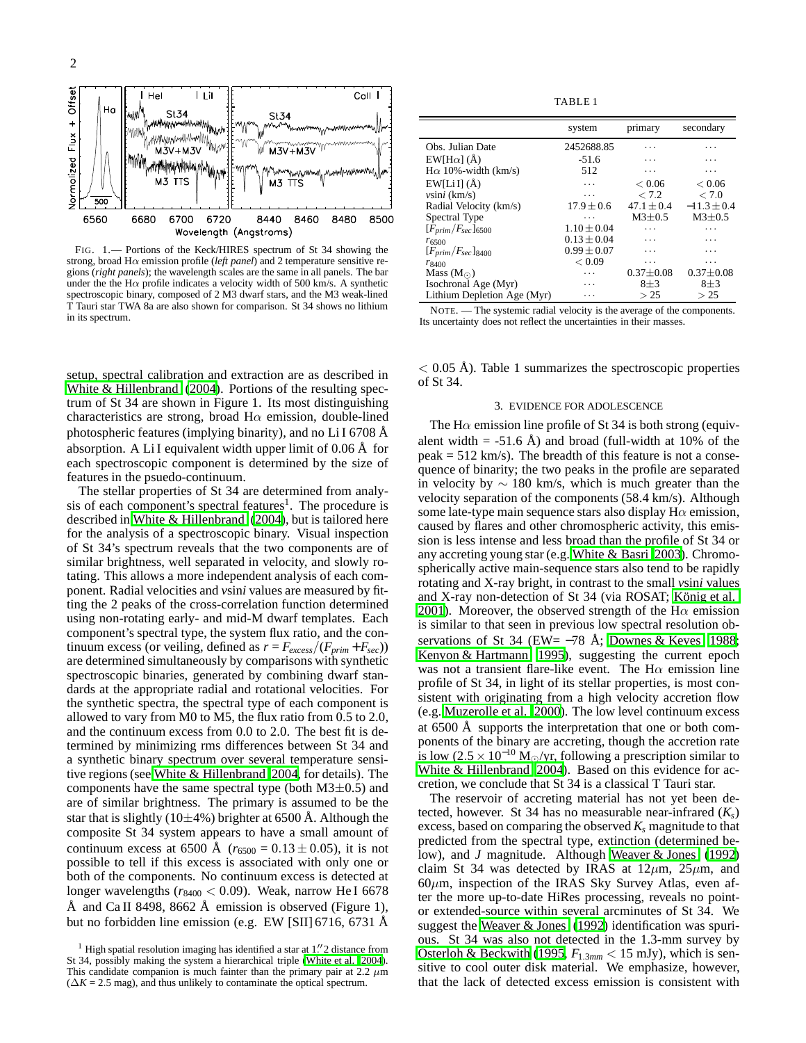FIG. 1.— Portions of the Keck/HIRES spectrum of St 34 showing the strong, broad Hα emission profile (*left panel*) and 2 temperature sensitive regions (*right panels*); the wavelength scales are the same in all panels. The bar under the the Hα profile indicates a velocity width of 500 km/s. A synthetic spectroscopic binary, composed of 2 M3 dwarf stars, and the M3 weak-lined T Tauri star TWA 8a are also shown for comparison. St 34 shows no lithium in its spectrum.

setup, spectral calibration and extraction are as described in White & Hillenbrand (2004). Portions of the resulting spectrum of St 34 are shown in Figure 1. Its most distinguishing characteristics are strong, broad Hα emission, double-lined photospheric features (implying binarity), and no Li I 6708 Å absorption. A Li I equivalent width upper limit of 0.06 Å for each spectroscopic component is determined by the size of features in the psuedo-continuum.

The stellar properties of St 34 are determined from analysis of each component's spectral features[1]. The procedure is described in White & Hillenbrand (2004), but is tailored here for the analysis of a spectroscopic binary. Visual inspection of St 34's spectrum reveals that the two components are of similar brightness, well separated in velocity, and slowly rotating. This allows a more independent analysis of each component. Radial velocities and $v\sin i$ values are measured by fitting the 2 peaks of the cross-correlation function determined using non-rotating early- and mid-M dwarf templates. Each component's spectral type, the system flux ratio, and the continuum excess (or veiling, defined as $r = F_{excess}/(F_{prim} + F_{sec})$) are determined simultaneously by comparisons with synthetic spectroscopic binaries, generated by combining dwarf standards at the appropriate radial and rotational velocities. For the synthetic spectra, the spectral type of each component is allowed to vary from M0 to M5, the flux ratio from 0.5 to 2.0, and the continuum excess from 0.0 to 2.0. The best fit is determined by minimizing rms differences between St 34 and a synthetic binary spectrum over several temperature sensitive regions (see White & Hillenbrand 2004, for details). The components have the same spectral type (both M3±0.5) and are of similar brightness. The primary is assumed to be the star that is slightly (10±4%) brighter at 6500 Å. Although the composite St 34 system appears to have a small amount of continuum excess at 6500 Å ($r_{6500} = 0.13 \pm 0.05$), it is not possible to tell if this excess is associated with only one or both of the components. No continuum excess is detected at longer wavelengths ($r_{8400} < 0.09$). Weak, narrow He I 6678 Å and Ca II 8498, 8662 Å emission is observed (Figure 1), but no forbidden line emission (e.g. EW [SII] 6716, 6731 Å < 0.05 Å). Table 1 summarizes the spectroscopic properties of St 34.

[1] High spatial resolution imaging has identified a star at 1.″2 distance from St 34, possibly making the system a hierarchical triple (White et al. 2004). This candidate companion is much fainter than the primary pair at 2.2 μm ($\Delta K$ = 2.5 mag), and thus unlikely to contaminate the optical spectrum.

TABLE 1

| | system | primary | secondary |
|---|---|---|---|
| Obs. Julian Date | 2452688.85 | ... | ... |
| EW[Hα] (Å) | -51.6 | ... | ... |
| Hα 10%-width (km/s) | 512 | ... | ... |
| EW[Li I] (Å) | ... | < 0.06 | < 0.06 |
| $v\sin i$ (km/s) | ... | < 7.2 | < 7.0 |
| Radial Velocity (km/s) | 17.9 ± 0.6 | 47.1 ± 0.4 | −11.3 ± 0.4 |
| Spectral Type | ... | M3±0.5 | M3±0.5 |
| $[F_{prim}/F_{sec}]_{6500}$ | 1.10 ± 0.04 | ... | ... |
| $r_{6500}$ | 0.13 ± 0.04 | ... | ... |
| $[F_{prim}/F_{sec}]_{8400}$ | 0.99 ± 0.07 | ... | ... |
| $r_{8400}$ | < 0.09 | ... | ... |
| Mass ($M_\odot$) | ... | 0.37±0.08 | 0.37±0.08 |
| Isochronal Age (Myr) | ... | 8±3 | 8±3 |
| Lithium Depletion Age (Myr) | ... | > 25 | > 25 |

NOTE. — The systemic radial velocity is the average of the components. Its uncertainty does not reflect the uncertainties in their masses.

## 3. EVIDENCE FOR ADOLESCENCE

The Hα emission line profile of St 34 is both strong (equivalent width = -51.6 Å) and broad (full-width at 10% of the peak = 512 km/s). The breadth of this feature is not a consequence of binarity; the two peaks in the profile are separated in velocity by ∼ 180 km/s, which is much greater than the velocity separation of the components (58.4 km/s). Although some late-type main sequence stars also display Hα emission, caused by flares and other chromospheric activity, this emission is less intense and less broad than the profile of St 34 or any accreting young star (e.g. White & Basri 2003). Chromospherically active main-sequence stars also tend to be rapidly rotating and X-ray bright, in contrast to the small $v\sin i$ values and X-ray non-detection of St 34 (via ROSAT; König et al. 2001). Moreover, the observed strength of the Hα emission is similar to that seen in previous low spectral resolution observations of St 34 (EW= −78 Å; Downes & Keyes 1988; Kenyon & Hartmann 1995), suggesting the current epoch was not a transient flare-like event. The Hα emission line profile of St 34, in light of its stellar properties, is most consistent with originating from a high velocity accretion flow (e.g. Muzerolle et al. 2000). The low level continuum excess at 6500 Å supports the interpretation that one or both components of the binary are accreting, though the accretion rate is low ($2.5 \times 10^{-10}$ $M_\odot$/yr, following a prescription similar to White & Hillenbrand 2004). Based on this evidence for accretion, we conclude that St 34 is a classical T Tauri star.

The reservoir of accreting material has not yet been detected, however. St 34 has no measurable near-infrared ($K_s$) excess, based on comparing the observed $K_s$ magnitude to that predicted from the spectral type, extinction (determined below), and $J$ magnitude. Although Weaver & Jones (1992) claim St 34 was detected by IRAS at 12μm, 25μm, and 60μm, inspection of the IRAS Sky Survey Atlas, even after the more up-to-date HiRes processing, reveals no point- or extended-source within several arcminutes of St 34. We suggest the Weaver & Jones (1992) identification was spurious. St 34 was also not detected in the 1.3-mm survey by Osterloh & Beckwith (1995, $F_{1.3mm} < 15$ mJy), which is sensitive to cool outer disk material. We emphasize, however, that the lack of detected excess emission is consistent with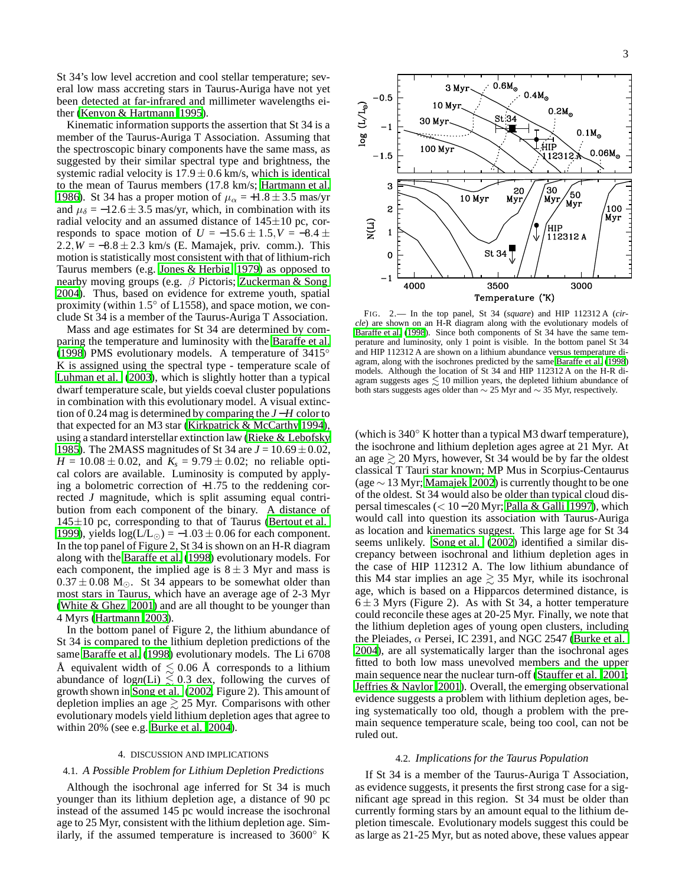St 34's low level accretion and cool stellar temperature; several low mass accreting stars in Taurus-Auriga have not yet been detected at far-infrared and millimeter wavelengths either (Kenyon & Hartmann 1995).

Kinematic information supports the assertion that St 34 is a member of the Taurus-Auriga T Association. Assuming that the spectroscopic binary components have the same mass, as suggested by their similar spectral type and brightness, the systemic radial velocity is $17.9 \pm 0.6$ km/s, which is identical to the mean of Taurus members (17.8 km/s; Hartmann et al. 1986). St 34 has a proper motion of $\mu_\alpha = +1.8 \pm 3.5$ mas/yr and $\mu_\delta = -12.6 \pm 3.5$ mas/yr, which, in combination with its radial velocity and an assumed distance of 145±10 pc, corresponds to space motion of $U = -15.6 \pm 1.5, V = -8.4 \pm 2.2, W = -8.8 \pm 2.3$ km/s (E. Mamajek, priv. comm.). This motion is statistically most consistent with that of lithium-rich Taurus members (e.g. Jones & Herbig 1979) as opposed to nearby moving groups (e.g. $\beta$ Pictoris; Zuckerman & Song 2004). Thus, based on evidence for extreme youth, spatial proximity (within 1.5° of L1558), and space motion, we conclude St 34 is a member of the Taurus-Auriga T Association.

Mass and age estimates for St 34 are determined by comparing the temperature and luminosity with the Baraffe et al. (1998) PMS evolutionary models. A temperature of 3415° K is assigned using the spectral type - temperature scale of Luhman et al. (2003), which is slightly hotter than a typical dwarf temperature scale, but yields coeval cluster populations in combination with this evolutionary model. A visual extinction of 0.24 mag is determined by comparing the $J-H$ color to that expected for an M3 star (Kirkpatrick & McCarthy 1994), using a standard interstellar extinction law (Rieke & Lebofsky 1985). The 2MASS magnitudes of St 34 are $J = 10.69 \pm 0.02$, $H = 10.08 \pm 0.02$, and $K_s = 9.79 \pm 0.02$; no reliable optical colors are available. Luminosity is computed by applying a bolometric correction of +1.75 to the reddening corrected $J$ magnitude, which is split assuming equal contribution from each component of the binary. A distance of 145±10 pc, corresponding to that of Taurus (Bertout et al. 1999), yields $\log(L/L_\odot) = -1.03 \pm 0.06$ for each component. In the top panel of Figure 2, St 34 is shown on an H-R diagram along with the Baraffe et al. (1998) evolutionary models. For each component, the implied age is $8 \pm 3$ Myr and mass is $0.37 \pm 0.08$ M$_\odot$. St 34 appears to be somewhat older than most stars in Taurus, which have an average age of 2-3 Myr (White & Ghez 2001) and are all thought to be younger than 4 Myrs (Hartmann 2003).

In the bottom panel of Figure 2, the lithium abundance of St 34 is compared to the lithium depletion predictions of the same Baraffe et al. (1998) evolutionary models. The Li 6708 Å equivalent width of $\lesssim 0.06$ Å corresponds to a lithium abundance of $\log n(\mathrm{Li}) \lesssim 0.3$ dex, following the curves of growth shown in Song et al. (2002, Figure 2). This amount of depletion implies an age $\gtrsim 25$ Myr. Comparisons with other evolutionary models yield lithium depletion ages that agree to within 20% (see e.g. Burke et al. 2004).

FIG. 2.— In the top panel, St 34 (*square*) and HIP 112312 A (*circle*) are shown on an H-R diagram along with the evolutionary models of Baraffe et al. (1998). Since both components of St 34 have the same temperature and luminosity, only 1 point is visible. In the bottom panel St 34 and HIP 112312 A are shown on a lithium abundance versus temperature diagram, along with the isochrones predicted by the same Baraffe et al. (1998) models. Although the location of St 34 and HIP 112312 A on the H-R diagram suggests ages $\lesssim 10$ million years, the depleted lithium abundance of both stars suggests ages older than $\sim 25$ Myr and $\sim 35$ Myr, respectively.

## 4. DISCUSSION AND IMPLICATIONS

### 4.1. *A Possible Problem for Lithium Depletion Predictions*

Although the isochronal age inferred for St 34 is much younger than its lithium depletion age, a distance of 90 pc instead of the assumed 145 pc would increase the isochronal age to 25 Myr, consistent with the lithium depletion age. Similarly, if the assumed temperature is increased to 3600° K (which is 340° K hotter than a typical M3 dwarf temperature), the isochrone and lithium depletion ages agree at 21 Myr. At an age $\gtrsim 20$ Myrs, however, St 34 would be by far the oldest classical T Tauri star known; MP Mus in Scorpius-Centaurus (age $\sim 13$ Myr; Mamajek 2002) is currently thought to be one of the oldest. St 34 would also be older than typical cloud dispersal timescales ($< 10-20$ Myr; Palla & Galli 1997), which would call into question its association with Taurus-Auriga as location and kinematics suggest. This large age for St 34 seems unlikely. Song et al. (2002) identified a similar discrepancy between isochronal and lithium depletion ages in the case of HIP 112312 A. The low lithium abundance of this M4 star implies an age $\gtrsim 35$ Myr, while its isochronal age, which is based on a Hipparcos determined distance, is $6 \pm 3$ Myrs (Figure 2). As with St 34, a hotter temperature could reconcile these ages at 20-25 Myr. Finally, we note that the lithium depletion ages of young open clusters, including the Pleiades, $\alpha$ Persei, IC 2391, and NGC 2547 (Burke et al. 2004), are all systematically larger than the isochronal ages fitted to both low mass unevolved members and the upper main sequence near the nuclear turn-off (Stauffer et al. 2001; Jeffries & Naylor 2001). Overall, the emerging observational evidence suggests a problem with lithium depletion ages, being systematically too old, though a problem with the pre-main sequence temperature scale, being too cool, can not be ruled out.

### 4.2. *Implications for the Taurus Population*

If St 34 is a member of the Taurus-Auriga T Association, as evidence suggests, it presents the first strong case for a significant age spread in this region. St 34 must be older than currently forming stars by an amount equal to the lithium depletion timescale. Evolutionary models suggest this could be as large as 21-25 Myr, but as noted above, these values appear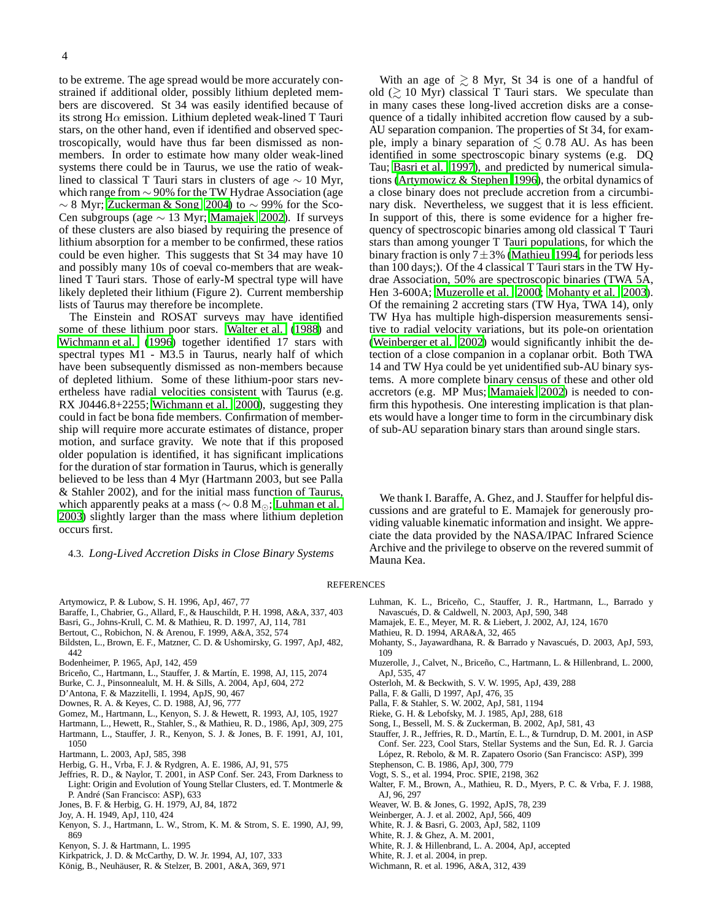to be extreme. The age spread would be more accurately constrained if additional older, possibly lithium depleted members are discovered. St 34 was easily identified because of its strong H$\alpha$ emission. Lithium depleted weak-lined T Tauri stars, on the other hand, even if identified and observed spectroscopically, would have thus far been dismissed as non-members. In order to estimate how many older weak-lined systems there could be in Taurus, we use the ratio of weak-lined to classical T Tauri stars in clusters of age $\sim$ 10 Myr, which range from $\sim$ 90% for the TW Hydrae Association (age $\sim$ 8 Myr; Zuckerman & Song 2004) to $\sim$ 99% for the Sco-Cen subgroups (age $\sim$ 13 Myr; Mamajek 2002). If surveys of these clusters are also biased by requiring the presence of lithium absorption for a member to be confirmed, these ratios could be even higher. This suggests that St 34 may have 10 and possibly many 10s of coeval co-members that are weak-lined T Tauri stars. Those of early-M spectral type will have likely depleted their lithium (Figure 2). Current membership lists of Taurus may therefore be incomplete.

The Einstein and ROSAT surveys may have identified some of these lithium poor stars. Walter et al. (1988) and Wichmann et al. (1996) together identified 17 stars with spectral types M1 - M3.5 in Taurus, nearly half of which have been subsequently dismissed as non-members because of depleted lithium. Some of these lithium-poor stars nevertheless have radial velocities consistent with Taurus (e.g. RX J0446.8+2255; Wichmann et al. 2000), suggesting they could in fact be bona fide members. Confirmation of membership will require more accurate estimates of distance, proper motion, and surface gravity. We note that if this proposed older population is identified, it has significant implications for the duration of star formation in Taurus, which is generally believed to be less than 4 Myr (Hartmann 2003, but see Palla & Stahler 2002), and for the initial mass function of Taurus, which apparently peaks at a mass ($\sim$ 0.8 $M_{\odot}$; Luhman et al. 2003) slightly larger than the mass where lithium depletion occurs first.

### 4.3. *Long-Lived Accretion Disks in Close Binary Systems*

With an age of $\gtrsim$ 8 Myr, St 34 is one of a handful of old ($\gtrsim$ 10 Myr) classical T Tauri stars. We speculate than in many cases these long-lived accretion disks are a consequence of a tidally inhibited accretion flow caused by a sub-AU separation companion. The properties of St 34, for example, imply a binary separation of $\lesssim$ 0.78 AU. As has been identified in some spectroscopic binary systems (e.g. DQ Tau; Basri et al. 1997), and predicted by numerical simulations (Artymowicz & Stephen 1996), the orbital dynamics of a close binary does not preclude accretion from a circumbinary disk. Nevertheless, we suggest that it is less efficient. In support of this, there is some evidence for a higher frequency of spectroscopic binaries among old classical T Tauri stars than among younger T Tauri populations, for which the binary fraction is only $7\pm3$% (Mathieu 1994, for periods less than 100 days;). Of the 4 classical T Tauri stars in the TW Hydrae Association, 50% are spectroscopic binaries (TWA 5A, Hen 3-600A; Muzerolle et al. 2000; Mohanty et al. 2003). Of the remaining 2 accreting stars (TW Hya, TWA 14), only TW Hya has multiple high-dispersion measurements sensitive to radial velocity variations, but its pole-on orientation (Weinberger et al. 2002) would significantly inhibit the detection of a close companion in a coplanar orbit. Both TWA 14 and TW Hya could be yet unidentified sub-AU binary systems. A more complete binary census of these and other old accretors (e.g. MP Mus; Mamajek 2002) is needed to confirm this hypothesis. One interesting implication is that planets would have a longer time to form in the circumbinary disk of sub-AU separation binary stars than around single stars.

We thank I. Baraffe, A. Ghez, and J. Stauffer for helpful discussions and are grateful to E. Mamajek for generously providing valuable kinematic information and insight. We appreciate the data provided by the NASA/IPAC Infrared Science Archive and the privilege to observe on the revered summit of Mauna Kea.

## REFERENCES

Artymowicz, P. & Lubow, S. H. 1996, ApJ, 467, 77
Baraffe, I., Chabrier, G., Allard, F., & Hauschildt, P. H. 1998, A&A, 337, 403
Basri, G., Johns-Krull, C. M. & Mathieu, R. D. 1997, AJ, 114, 781
Bertout, C., Robichon, N. & Arenou, F. 1999, A&A, 352, 574
Bildsten, L., Brown, E. F., Matzner, C. D. & Ushomirsky, G. 1997, ApJ, 482, 442
Bodenheimer, P. 1965, ApJ, 142, 459
Briceño, C., Hartmann, L., Stauffer, J. & Martín, E. 1998, AJ, 115, 2074
Burke, C. J., Pinsonnealult, M. H. & Sills, A. 2004, ApJ, 604, 272
D'Antona, F. & Mazzitelli, I. 1994, ApJS, 90, 467
Downes, R. A. & Keyes, C. D. 1988, AJ, 96, 777
Gomez, M., Hartmann, L., Kenyon, S. J. & Hewett, R. 1993, AJ, 105, 1927
Hartmann, L., Hewett, R., Stahler, S., & Mathieu, R. D., 1986, ApJ, 309, 275
Hartmann, L., Stauffer, J. R., Kenyon, S. J. & Jones, B. F. 1991, AJ, 101, 1050
Hartmann, L. 2003, ApJ, 585, 398
Herbig, G. H., Vrba, F. J. & Rydgren, A. E. 1986, AJ, 91, 575
Jeffries, R. D., & Naylor, T. 2001, in ASP Conf. Ser. 243, From Darkness to Light: Origin and Evolution of Young Stellar Clusters, ed. T. Montmerle & P. André (San Francisco: ASP), 633
Jones, B. F. & Herbig, G. H. 1979, AJ, 84, 1872
Joy, A. H. 1949, ApJ, 110, 424
Kenyon, S. J., Hartmann, L. W., Strom, K. M. & Strom, S. E. 1990, AJ, 99, 869
Kenyon, S. J. & Hartmann, L. 1995
Kirkpatrick, J. D. & McCarthy, D. W. Jr. 1994, AJ, 107, 333
König, B., Neuhäuser, R. & Stelzer, B. 2001, A&A, 369, 971
Luhman, K. L., Briceño, C., Stauffer, J. R., Hartmann, L., Barrado y Navascués, D. & Caldwell, N. 2003, ApJ, 590, 348
Mamajek, E. E., Meyer, M. R. & Liebert, J. 2002, AJ, 124, 1670
Mathieu, R. D. 1994, ARA&A, 32, 465
Mohanty, S., Jayawardhana, R. & Barrado y Navascués, D. 2003, ApJ, 593, 109
Muzerolle, J., Calvet, N., Briceño, C., Hartmann, L. & Hillenbrand, L. 2000, ApJ, 535, 47
Osterloh, M. & Beckwith, S. V. W. 1995, ApJ, 439, 288
Palla, F. & Galli, D 1997, ApJ, 476, 35
Palla, F. & Stahler, S. W. 2002, ApJ, 581, 1194
Rieke, G. H. & Lebofsky, M. J. 1985, ApJ, 288, 618
Song, I., Bessell, M. S. & Zuckerman, B. 2002, ApJ, 581, 43
Stauffer, J. R., Jeffries, R. D., Martín, E. L., & Turndrup, D. M. 2001, in ASP Conf. Ser. 223, Cool Stars, Stellar Systems and the Sun, Ed. R. J. Garcia López, R. Rebolo, & M. R. Zapatero Osorio (San Francisco: ASP), 399
Stephenson, C. B. 1986, ApJ, 300, 779
Vogt, S. S., et al. 1994, Proc. SPIE, 2198, 362
Walter, F. M., Brown, A., Mathieu, R. D., Myers, P. C. & Vrba, F. J. 1988, AJ, 96, 297
Weaver, W. B. & Jones, G. 1992, ApJS, 78, 239
Weinberger, A. J. et al. 2002, ApJ, 566, 409
White, R. J. & Basri, G. 2003, ApJ, 582, 1109
White, R. J. & Ghez, A. M. 2001,
White, R. J. & Hillenbrand, L. A. 2004, ApJ, accepted
White, R. J. et al. 2004, in prep.
Wichmann, R. et al. 1996, A&A, 312, 439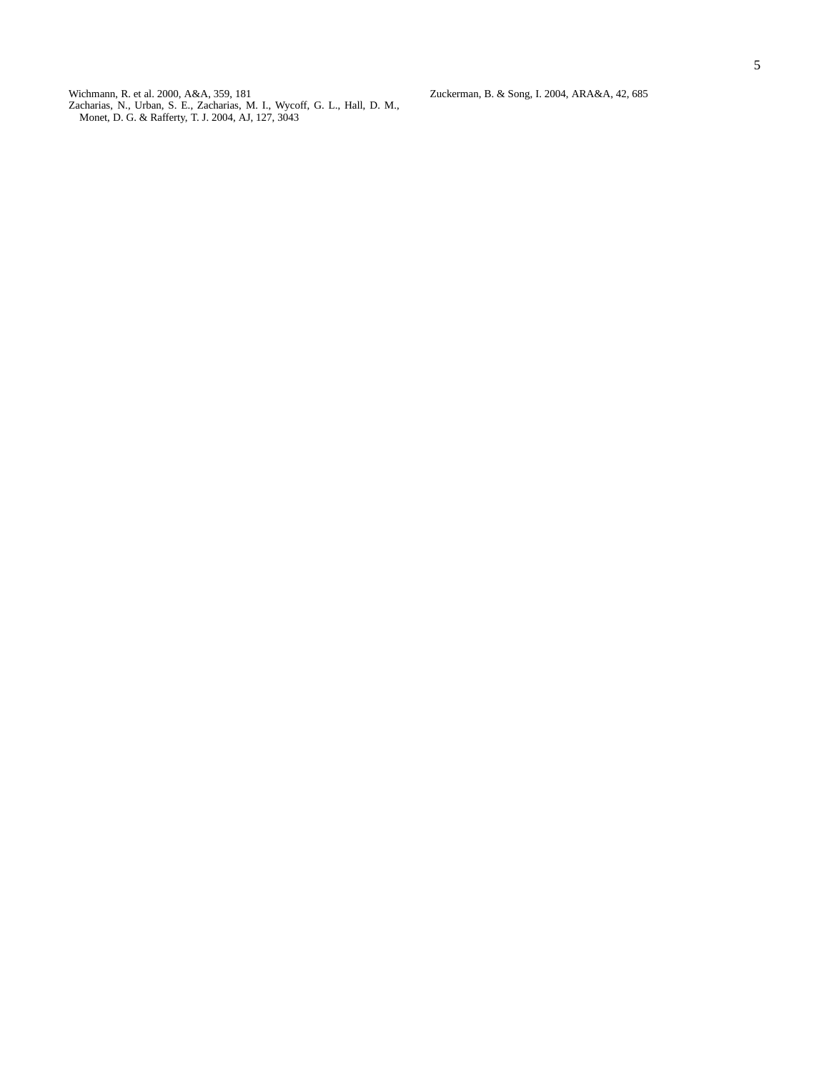Wichmann, R. et al. 2000, A&A, 359, 181

Zacharias, N., Urban, S. E., Zacharias, M. I., Wycoff, G. L., Hall, D. M., Monet, D. G. & Rafferty, T. J. 2004, AJ, 127, 3043

Zuckerman, B. & Song, I. 2004, ARA&A, 42, 685